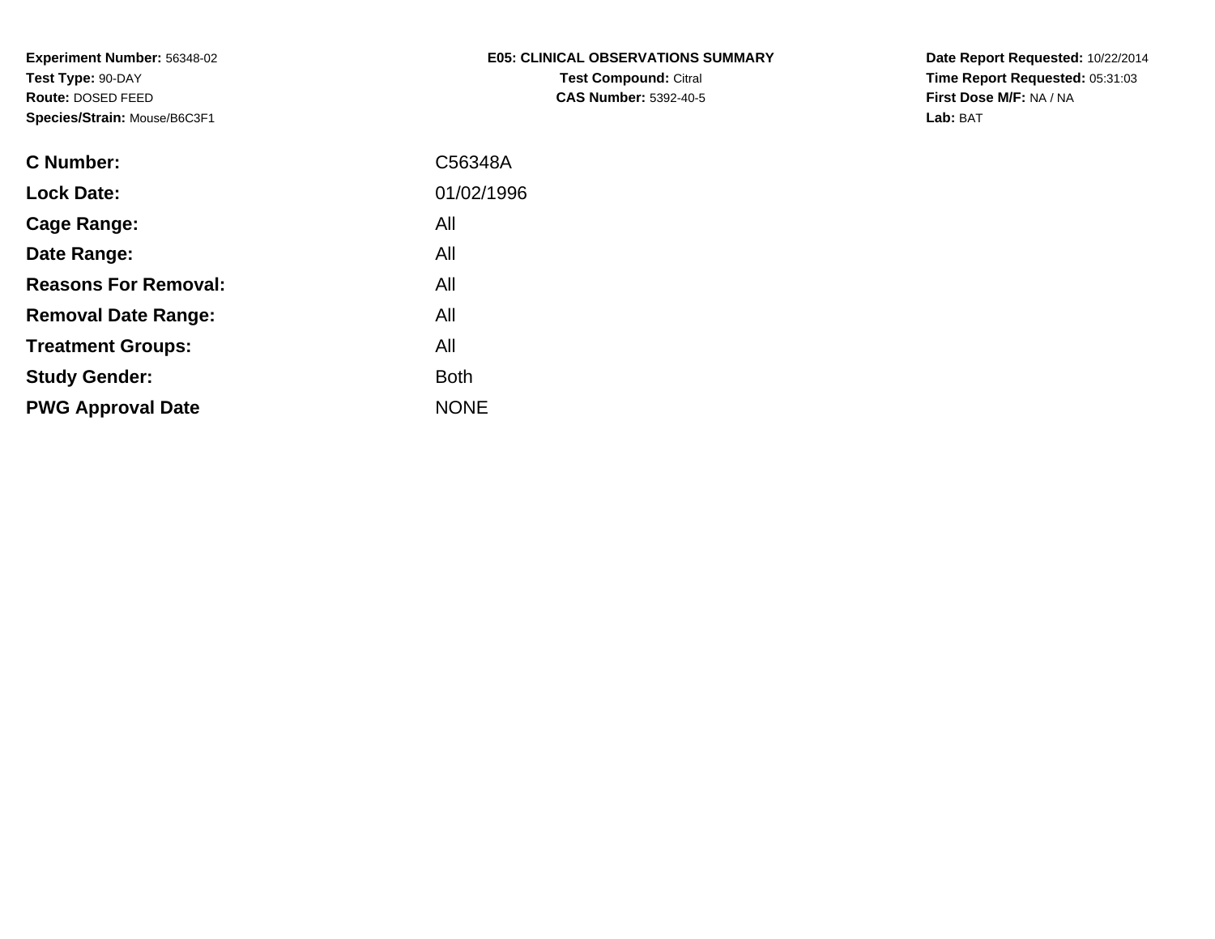**Experiment Number:** 56348-02
**Test Type:** 90-DAY
**Route:** DOSED FEED
**Species/Strain:** Mouse/B6C3F1

**E05: CLINICAL OBSERVATIONS SUMMARY**
**Test Compound:** Citral
**CAS Number:** 5392-40-5

**Date Report Requested:** 10/22/2014
**Time Report Requested:** 05:31:03
**First Dose M/F:** NA / NA
**Lab:** BAT

| | |
|---|---|
| **C Number:** | C56348A |
| **Lock Date:** | 01/02/1996 |
| **Cage Range:** | All |
| **Date Range:** | All |
| **Reasons For Removal:** | All |
| **Removal Date Range:** | All |
| **Treatment Groups:** | All |
| **Study Gender:** | Both |
| **PWG Approval Date** | NONE |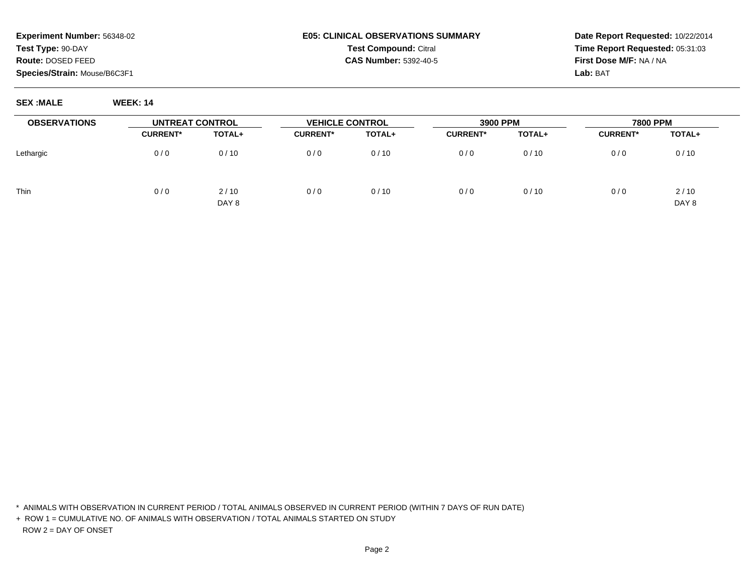**Experiment Number:** 56348-02
**Test Type:** 90-DAY
**Route:** DOSED FEED
**Species/Strain:** Mouse/B6C3F1

**E05: CLINICAL OBSERVATIONS SUMMARY**
**Test Compound:** Citral
**CAS Number:** 5392-40-5

**Date Report Requested:** 10/22/2014
**Time Report Requested:** 05:31:03
**First Dose M/F:** NA / NA
**Lab:** BAT

**SEX :MALE** **WEEK: 14**

| OBSERVATIONS | UNTREAT CONTROL | | VEHICLE CONTROL | | 3900 PPM | | 7800 PPM | |
|---|---|---|---|---|---|---|---|---|
| | CURRENT* | TOTAL+ | CURRENT* | TOTAL+ | CURRENT* | TOTAL+ | CURRENT* | TOTAL+ |
| Lethargic | 0 / 0 | 0 / 10 | 0 / 0 | 0 / 10 | 0 / 0 | 0 / 10 | 0 / 0 | 0 / 10 |
| Thin | 0 / 0 | 2 / 10<br>DAY 8 | 0 / 0 | 0 / 10 | 0 / 0 | 0 / 10 | 0 / 0 | 2 / 10<br>DAY 8 |

\* ANIMALS WITH OBSERVATION IN CURRENT PERIOD / TOTAL ANIMALS OBSERVED IN CURRENT PERIOD (WITHIN 7 DAYS OF RUN DATE)

\+ ROW 1 = CUMULATIVE NO. OF ANIMALS WITH OBSERVATION / TOTAL ANIMALS STARTED ON STUDY

ROW 2 = DAY OF ONSET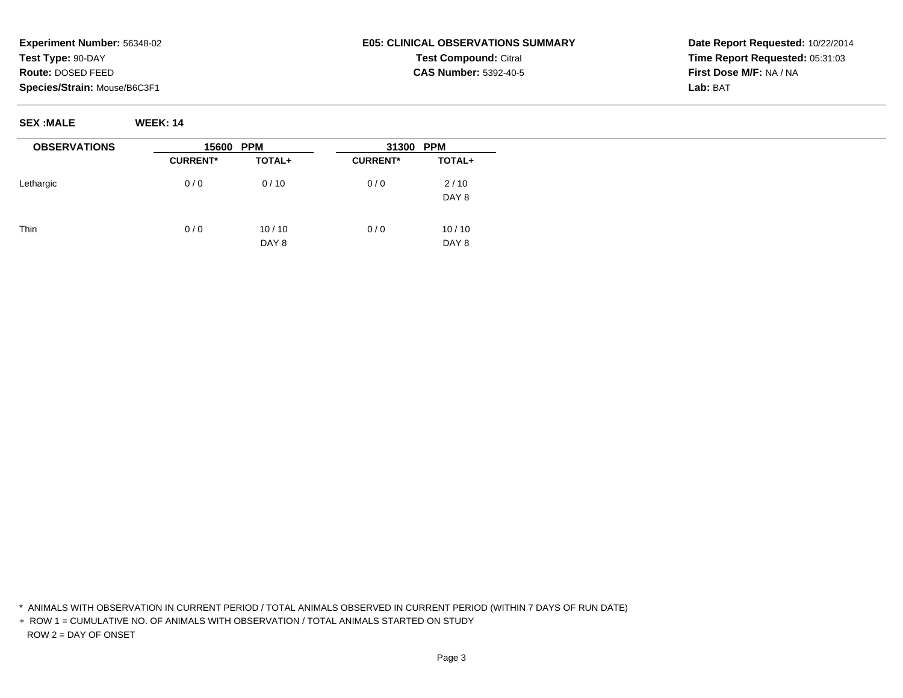**Experiment Number:** 56348-02
**Test Type:** 90-DAY
**Route:** DOSED FEED
**Species/Strain:** Mouse/B6C3F1

**E05: CLINICAL OBSERVATIONS SUMMARY**
**Test Compound:** Citral
**CAS Number:** 5392-40-5

**Date Report Requested:** 10/22/2014
**Time Report Requested:** 05:31:03
**First Dose M/F:** NA / NA
**Lab:** BAT

**SEX :MALE** **WEEK: 14**

| OBSERVATIONS | 15600 PPM | | 31300 PPM | |
|---|---|---|---|---|
| | **CURRENT*** | **TOTAL+** | **CURRENT*** | **TOTAL+** |
| Lethargic | 0 / 0 | 0 / 10 | 0 / 0 | 2 / 10 |
| | | | | DAY 8 |
| Thin | 0 / 0 | 10 / 10 | 0 / 0 | 10 / 10 |
| | | DAY 8 | | DAY 8 |

* ANIMALS WITH OBSERVATION IN CURRENT PERIOD / TOTAL ANIMALS OBSERVED IN CURRENT PERIOD (WITHIN 7 DAYS OF RUN DATE)

+ ROW 1 = CUMULATIVE NO. OF ANIMALS WITH OBSERVATION / TOTAL ANIMALS STARTED ON STUDY
  ROW 2 = DAY OF ONSET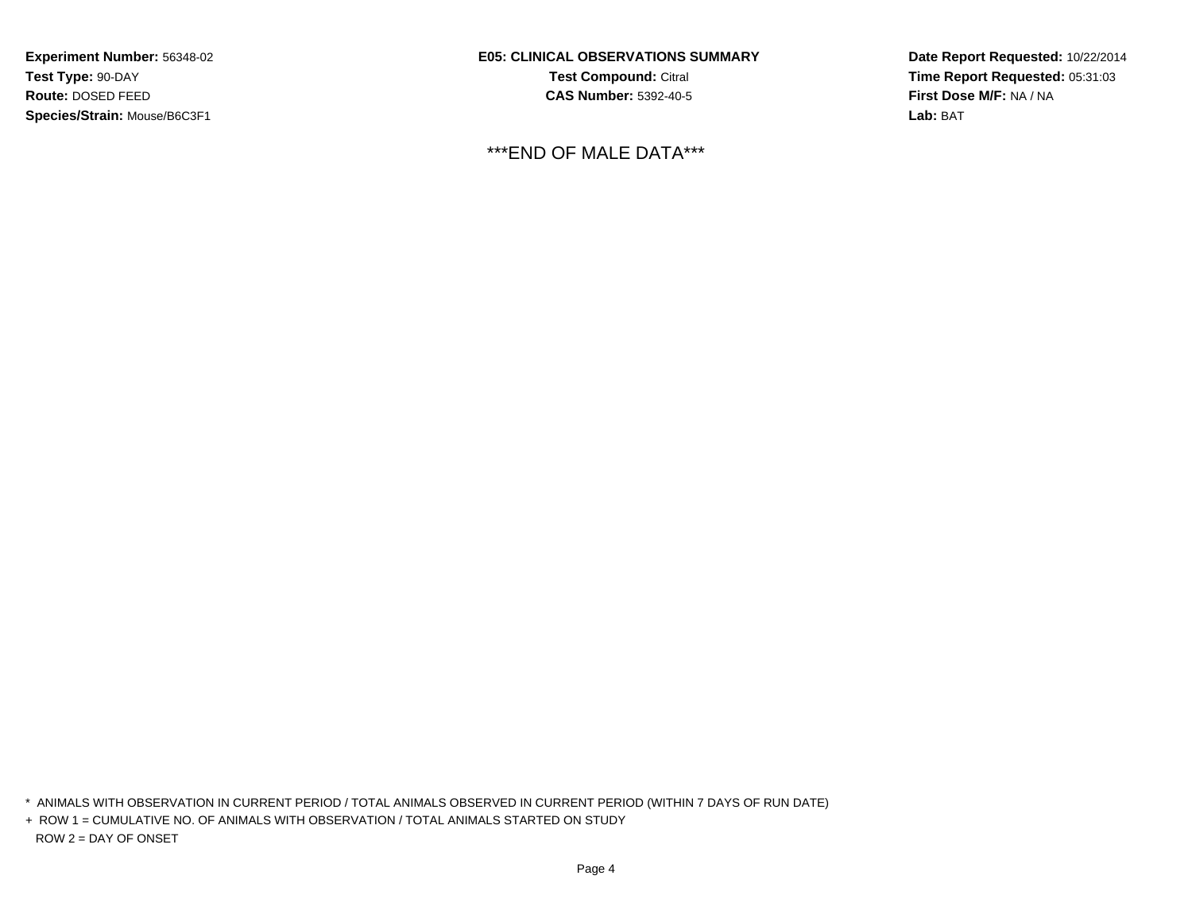**Experiment Number:** 56348-02
**Test Type:** 90-DAY
**Route:** DOSED FEED
**Species/Strain:** Mouse/B6C3F1

**E05: CLINICAL OBSERVATIONS SUMMARY**
**Test Compound:** Citral
**CAS Number:** 5392-40-5

**Date Report Requested:** 10/22/2014
**Time Report Requested:** 05:31:03
**First Dose M/F:** NA / NA
**Lab:** BAT

***END OF MALE DATA***

* ANIMALS WITH OBSERVATION IN CURRENT PERIOD / TOTAL ANIMALS OBSERVED IN CURRENT PERIOD (WITHIN 7 DAYS OF RUN DATE)
+ ROW 1 = CUMULATIVE NO. OF ANIMALS WITH OBSERVATION / TOTAL ANIMALS STARTED ON STUDY
ROW 2 = DAY OF ONSET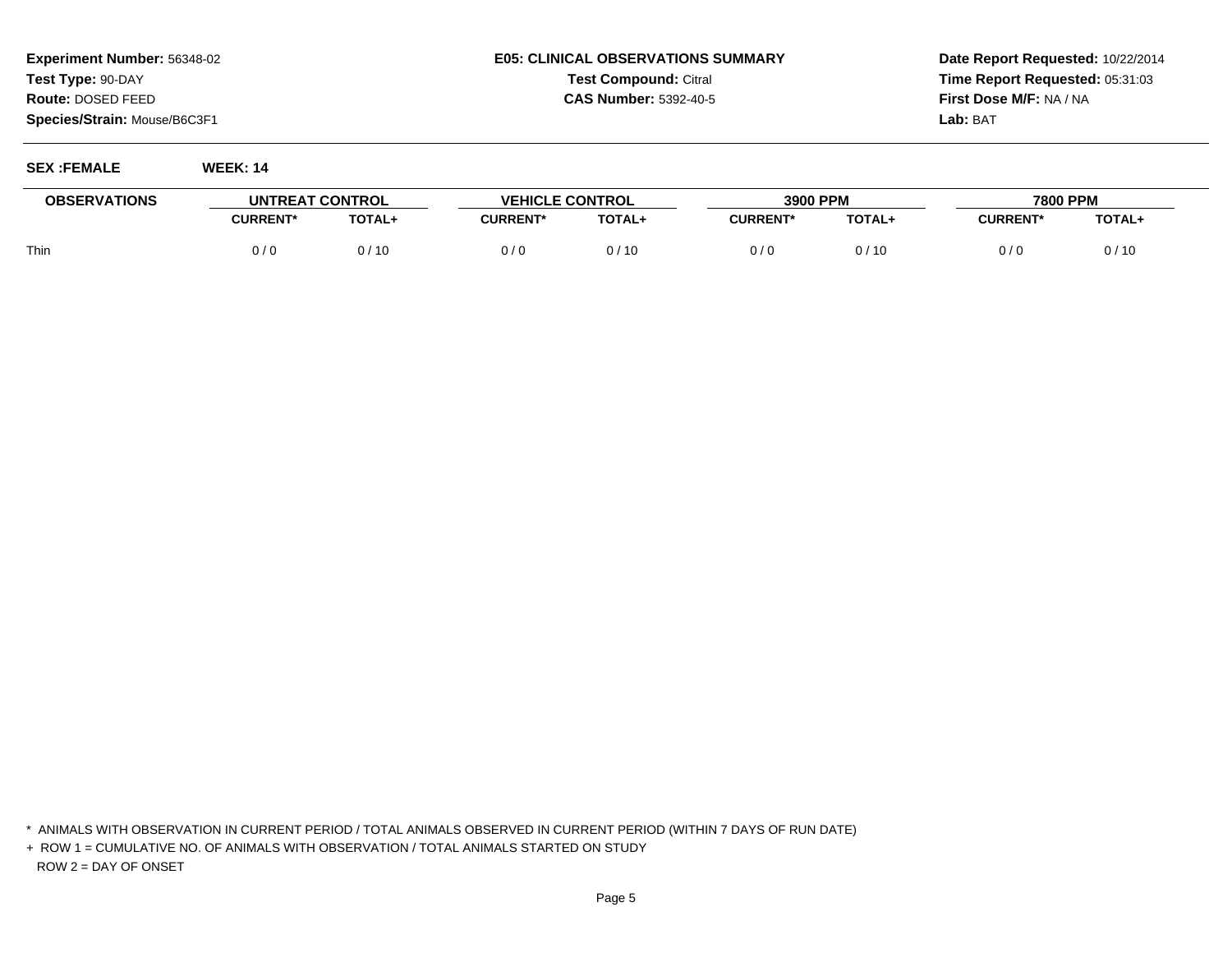**Experiment Number:** 56348-02
**Test Type:** 90-DAY
**Route:** DOSED FEED
**Species/Strain:** Mouse/B6C3F1

**E05: CLINICAL OBSERVATIONS SUMMARY**
**Test Compound:** Citral
**CAS Number:** 5392-40-5

**Date Report Requested:** 10/22/2014
**Time Report Requested:** 05:31:03
**First Dose M/F:** NA / NA
**Lab:** BAT

**SEX :FEMALE** **WEEK: 14**

| OBSERVATIONS | UNTREAT CONTROL | | VEHICLE CONTROL | | 3900 PPM | | 7800 PPM | |
|---|---|---|---|---|---|---|---|---|
| | CURRENT* | TOTAL+ | CURRENT* | TOTAL+ | CURRENT* | TOTAL+ | CURRENT* | TOTAL+ |
| Thin | 0 / 0 | 0 / 10 | 0 / 0 | 0 / 10 | 0 / 0 | 0 / 10 | 0 / 0 | 0 / 10 |

* ANIMALS WITH OBSERVATION IN CURRENT PERIOD / TOTAL ANIMALS OBSERVED IN CURRENT PERIOD (WITHIN 7 DAYS OF RUN DATE)

+ ROW 1 = CUMULATIVE NO. OF ANIMALS WITH OBSERVATION / TOTAL ANIMALS STARTED ON STUDY
ROW 2 = DAY OF ONSET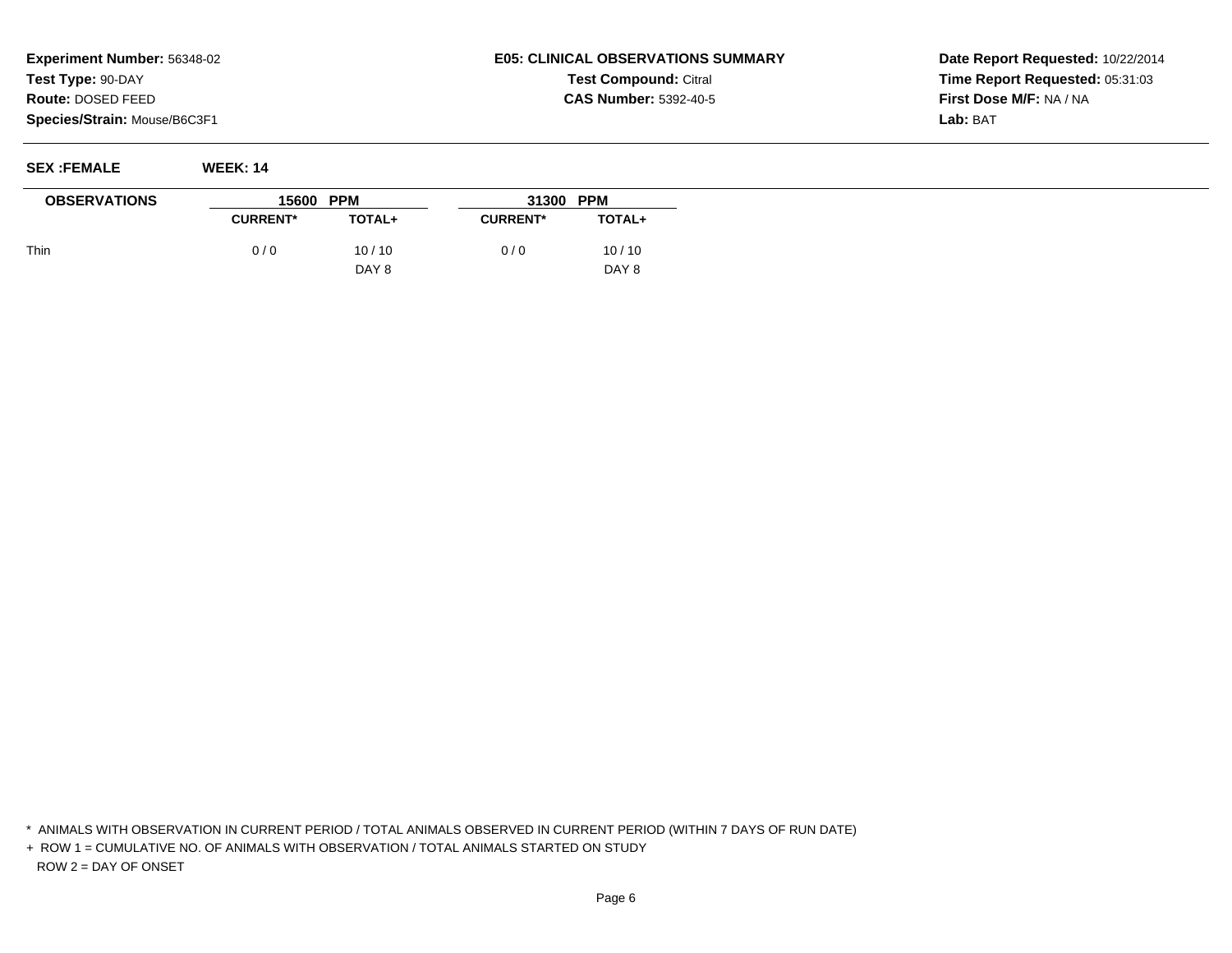**Experiment Number:** 56348-02
**Test Type:** 90-DAY
**Route:** DOSED FEED
**Species/Strain:** Mouse/B6C3F1

**E05: CLINICAL OBSERVATIONS SUMMARY**
**Test Compound:** Citral
**CAS Number:** 5392-40-5

**Date Report Requested:** 10/22/2014
**Time Report Requested:** 05:31:03
**First Dose M/F:** NA / NA
**Lab:** BAT

**SEX :FEMALE** **WEEK: 14**

| OBSERVATIONS | 15600 PPM | | 31300 PPM | |
|---|---|---|---|---|
| | CURRENT* | TOTAL+ | CURRENT* | TOTAL+ |
| Thin | 0 / 0 | 10 / 10 | 0 / 0 | 10 / 10 |
| | | DAY 8 | | DAY 8 |

\* ANIMALS WITH OBSERVATION IN CURRENT PERIOD / TOTAL ANIMALS OBSERVED IN CURRENT PERIOD (WITHIN 7 DAYS OF RUN DATE)

\+ ROW 1 = CUMULATIVE NO. OF ANIMALS WITH OBSERVATION / TOTAL ANIMALS STARTED ON STUDY
ROW 2 = DAY OF ONSET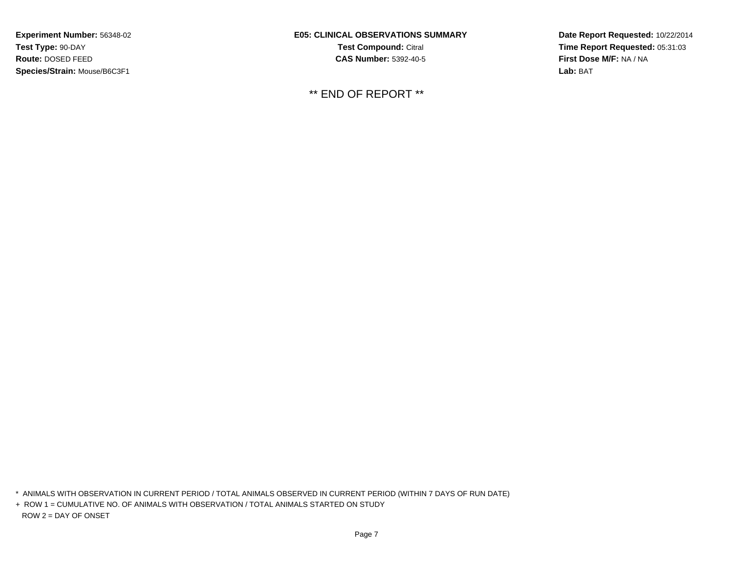**Experiment Number:** 56348-02
**Test Type:** 90-DAY
**Route:** DOSED FEED
**Species/Strain:** Mouse/B6C3F1

**E05: CLINICAL OBSERVATIONS SUMMARY**
**Test Compound:** Citral
**CAS Number:** 5392-40-5

**Date Report Requested:** 10/22/2014
**Time Report Requested:** 05:31:03
**First Dose M/F:** NA / NA
**Lab:** BAT

** END OF REPORT **

* ANIMALS WITH OBSERVATION IN CURRENT PERIOD / TOTAL ANIMALS OBSERVED IN CURRENT PERIOD (WITHIN 7 DAYS OF RUN DATE)
+ ROW 1 = CUMULATIVE NO. OF ANIMALS WITH OBSERVATION / TOTAL ANIMALS STARTED ON STUDY
ROW 2 = DAY OF ONSET